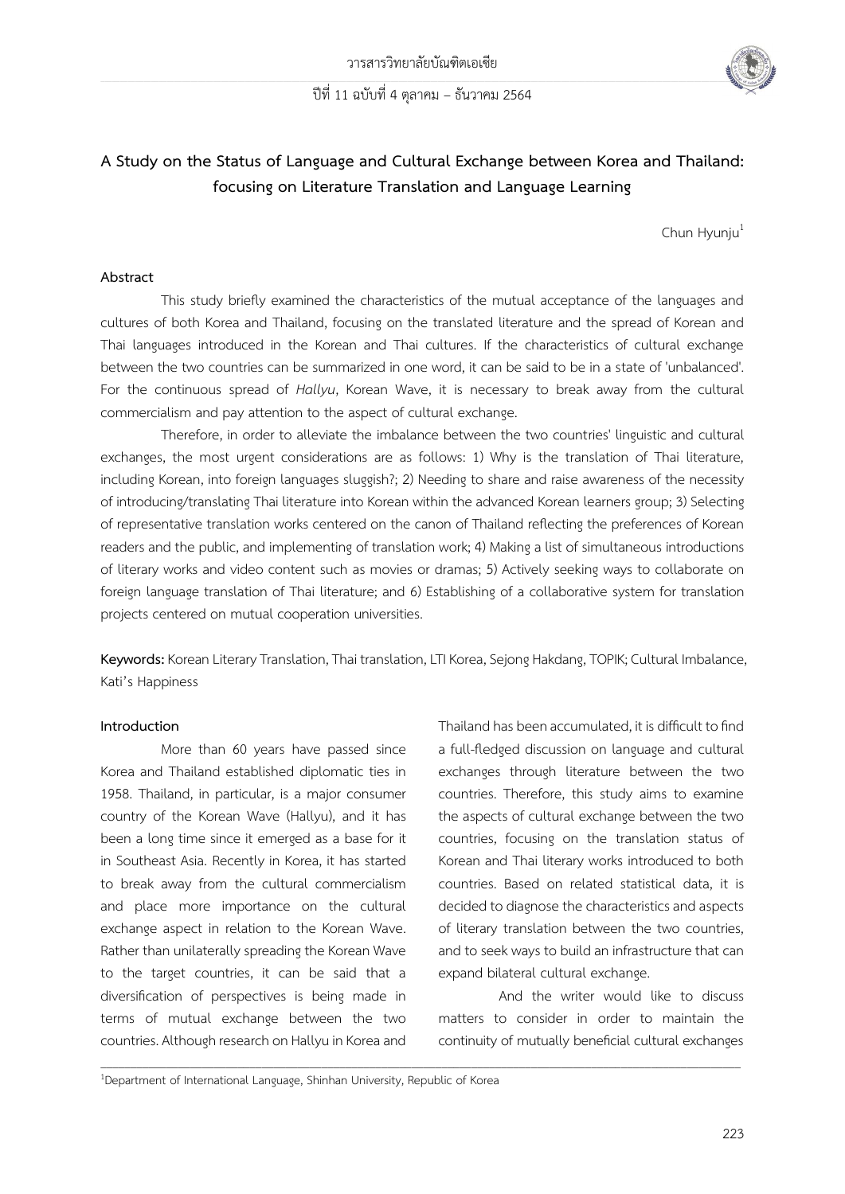# A Study on the Status of Language and Cultural Exchange between Korea and Thailand: focusing on Literature Translation and Language Learning

Chun Hyunju[1]

## Abstract

This study briefly examined the characteristics of the mutual acceptance of the languages and cultures of both Korea and Thailand, focusing on the translated literature and the spread of Korean and Thai languages introduced in the Korean and Thai cultures. If the characteristics of cultural exchange between the two countries can be summarized in one word, it can be said to be in a state of 'unbalanced'. For the continuous spread of *Hallyu*, Korean Wave, it is necessary to break away from the cultural commercialism and pay attention to the aspect of cultural exchange.

Therefore, in order to alleviate the imbalance between the two countries' linguistic and cultural exchanges, the most urgent considerations are as follows: 1) Why is the translation of Thai literature, including Korean, into foreign languages sluggish?; 2) Needing to share and raise awareness of the necessity of introducing/translating Thai literature into Korean within the advanced Korean learners group; 3) Selecting of representative translation works centered on the canon of Thailand reflecting the preferences of Korean readers and the public, and implementing of translation work; 4) Making a list of simultaneous introductions of literary works and video content such as movies or dramas; 5) Actively seeking ways to collaborate on foreign language translation of Thai literature; and 6) Establishing of a collaborative system for translation projects centered on mutual cooperation universities.

**Keywords:** Korean Literary Translation, Thai translation, LTI Korea, Sejong Hakdang, TOPIK; Cultural Imbalance, Kati's Happiness

## Introduction

More than 60 years have passed since Korea and Thailand established diplomatic ties in 1958. Thailand, in particular, is a major consumer country of the Korean Wave (Hallyu), and it has been a long time since it emerged as a base for it in Southeast Asia. Recently in Korea, it has started to break away from the cultural commercialism and place more importance on the cultural exchange aspect in relation to the Korean Wave. Rather than unilaterally spreading the Korean Wave to the target countries, it can be said that a diversification of perspectives is being made in terms of mutual exchange between the two countries. Although research on Hallyu in Korea and Thailand has been accumulated, it is difficult to find a full-fledged discussion on language and cultural exchanges through literature between the two countries. Therefore, this study aims to examine the aspects of cultural exchange between the two countries, focusing on the translation status of Korean and Thai literary works introduced to both countries. Based on related statistical data, it is decided to diagnose the characteristics and aspects of literary translation between the two countries, and to seek ways to build an infrastructure that can expand bilateral cultural exchange.

And the writer would like to discuss matters to consider in order to maintain the continuity of mutually beneficial cultural exchanges

---

[1]Department of International Language, Shinhan University, Republic of Korea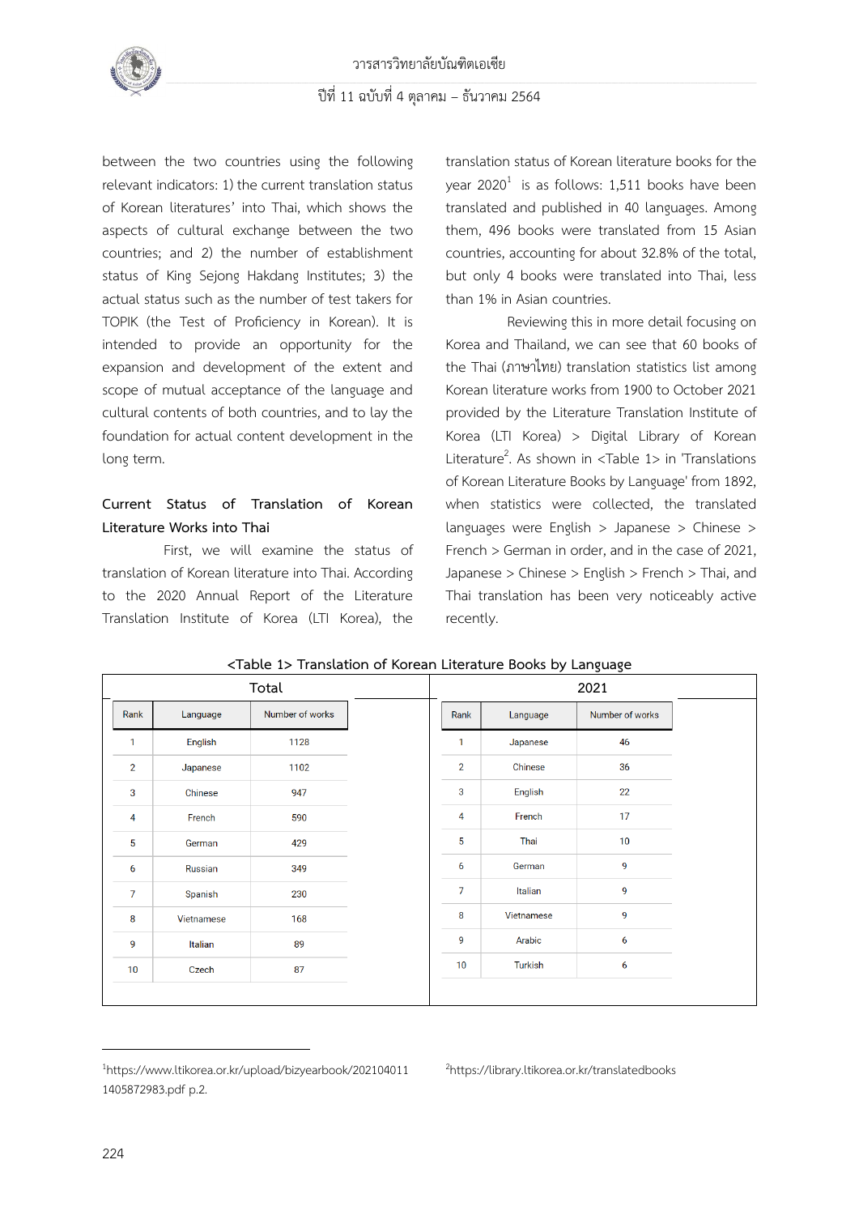between the two countries using the following relevant indicators: 1) the current translation status of Korean literatures' into Thai, which shows the aspects of cultural exchange between the two countries; and 2) the number of establishment status of King Sejong Hakdang Institutes; 3) the actual status such as the number of test takers for TOPIK (the Test of Proficiency in Korean). It is intended to provide an opportunity for the expansion and development of the extent and scope of mutual acceptance of the language and cultural contents of both countries, and to lay the foundation for actual content development in the long term.

**Current Status of Translation of Korean Literature Works into Thai**

First, we will examine the status of translation of Korean literature into Thai. According to the 2020 Annual Report of the Literature Translation Institute of Korea (LTI Korea), the translation status of Korean literature books for the year 2020[1] is as follows: 1,511 books have been translated and published in 40 languages. Among them, 496 books were translated from 15 Asian countries, accounting for about 32.8% of the total, but only 4 books were translated into Thai, less than 1% in Asian countries.

Reviewing this in more detail focusing on Korea and Thailand, we can see that 60 books of the Thai (ภาษาไทย) translation statistics list among Korean literature works from 1900 to October 2021 provided by the Literature Translation Institute of Korea (LTI Korea) > Digital Library of Korean Literature[2]. As shown in <Table 1> in 'Translations of Korean Literature Books by Language' from 1892, when statistics were collected, the translated languages were English > Japanese > Chinese > French > German in order, and in the case of 2021, Japanese > Chinese > English > French > Thai, and Thai translation has been very noticeably active recently.

<Table 1> Translation of Korean Literature Books by Language

| Total | | | 2021 | | |
|---|---|---|---|---|---|
| Rank | Language | Number of works | Rank | Language | Number of works |
| 1 | English | 1128 | 1 | Japanese | 46 |
| 2 | Japanese | 1102 | 2 | Chinese | 36 |
| 3 | Chinese | 947 | 3 | English | 22 |
| 4 | French | 590 | 4 | French | 17 |
| 5 | German | 429 | 5 | Thai | 10 |
| 6 | Russian | 349 | 6 | German | 9 |
| 7 | Spanish | 230 | 7 | Italian | 9 |
| 8 | Vietnamese | 168 | 8 | Vietnamese | 9 |
| 9 | Italian | 89 | 9 | Arabic | 6 |
| 10 | Czech | 87 | 10 | Turkish | 6 |

[1]https://www.ltikorea.or.kr/upload/bizyearbook/202104011405872983.pdf p.2.

[2]https://library.ltikorea.or.kr/translatedbooks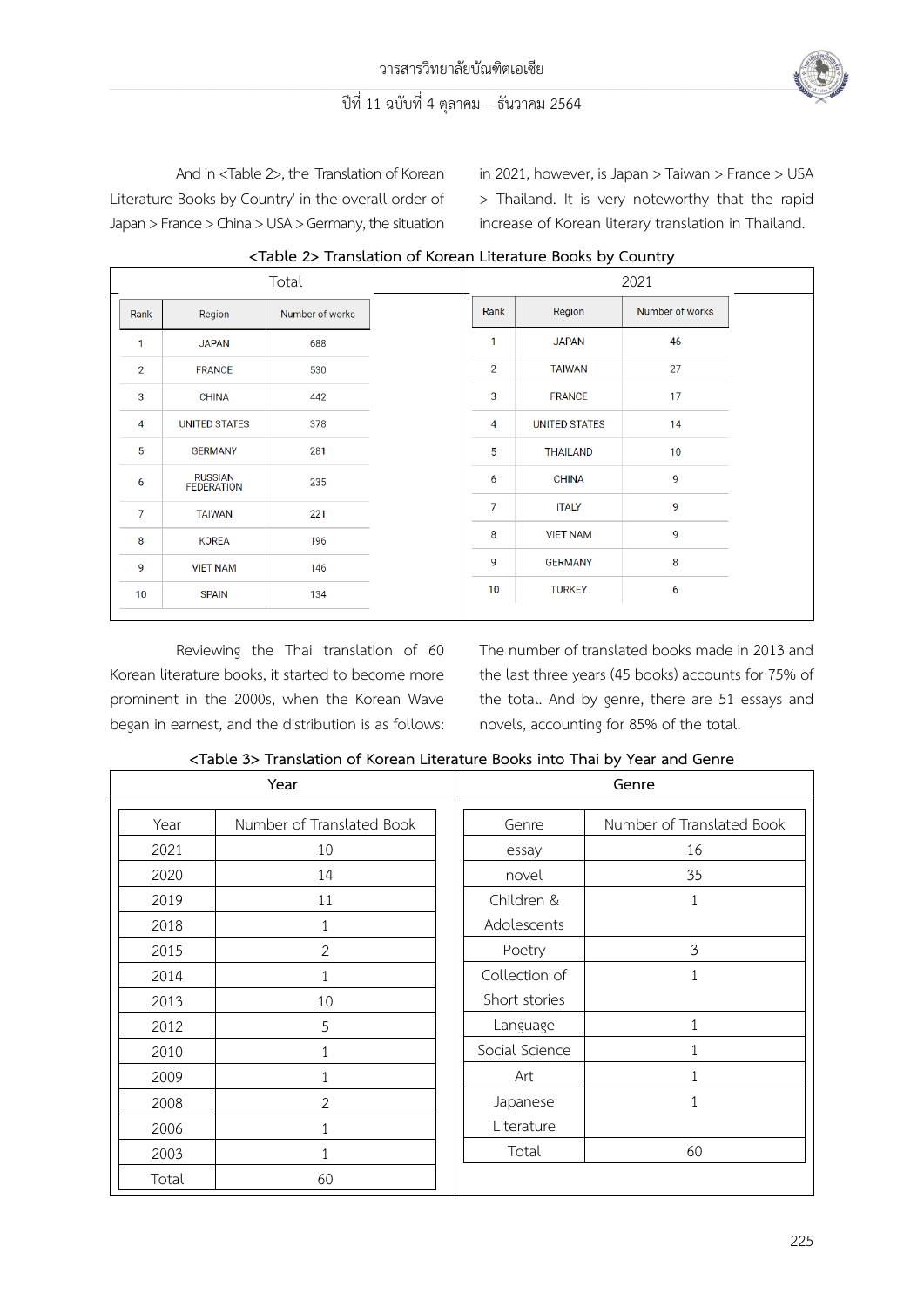And in <Table 2>, the 'Translation of Korean Literature Books by Country' in the overall order of Japan > France > China > USA > Germany, the situation in 2021, however, is Japan > Taiwan > France > USA > Thailand. It is very noteworthy that the rapid increase of Korean literary translation in Thailand.

<Table 2> Translation of Korean Literature Books by Country

| Total | | | 2021 | | |
|---|---|---|---|---|---|
| Rank | Region | Number of works | Rank | Region | Number of works |
| 1 | JAPAN | 688 | 1 | JAPAN | 46 |
| 2 | FRANCE | 530 | 2 | TAIWAN | 27 |
| 3 | CHINA | 442 | 3 | FRANCE | 17 |
| 4 | UNITED STATES | 378 | 4 | UNITED STATES | 14 |
| 5 | GERMANY | 281 | 5 | THAILAND | 10 |
| 6 | RUSSIAN FEDERATION | 235 | 6 | CHINA | 9 |
| 7 | TAIWAN | 221 | 7 | ITALY | 9 |
| 8 | KOREA | 196 | 8 | VIET NAM | 9 |
| 9 | VIET NAM | 146 | 9 | GERMANY | 8 |
| 10 | SPAIN | 134 | 10 | TURKEY | 6 |

Reviewing the Thai translation of 60 Korean literature books, it started to become more prominent in the 2000s, when the Korean Wave began in earnest, and the distribution is as follows: The number of translated books made in 2013 and the last three years (45 books) accounts for 75% of the total. And by genre, there are 51 essays and novels, accounting for 85% of the total.

<Table 3> Translation of Korean Literature Books into Thai by Year and Genre

**Year**

| Year | Number of Translated Book |
|---|---|
| 2021 | 10 |
| 2020 | 14 |
| 2019 | 11 |
| 2018 | 1 |
| 2015 | 2 |
| 2014 | 1 |
| 2013 | 10 |
| 2012 | 5 |
| 2010 | 1 |
| 2009 | 1 |
| 2008 | 2 |
| 2006 | 1 |
| 2003 | 1 |
| Total | 60 |

**Genre**

| Genre | Number of Translated Book |
|---|---|
| essay | 16 |
| novel | 35 |
| Children & Adolescents | 1 |
| Poetry | 3 |
| Collection of Short stories | 1 |
| Language | 1 |
| Social Science | 1 |
| Art | 1 |
| Japanese Literature | 1 |
| Total | 60 |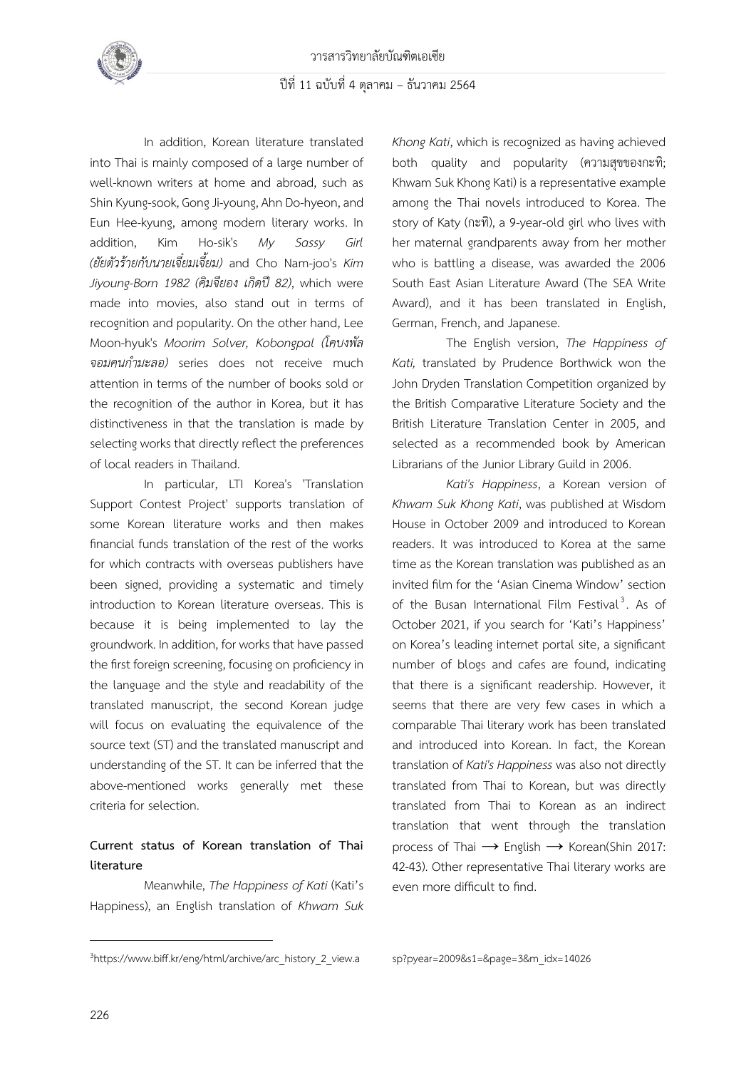In addition, Korean literature translated into Thai is mainly composed of a large number of well-known writers at home and abroad, such as Shin Kyung-sook, Gong Ji-young, Ahn Do-hyeon, and Eun Hee-kyung, among modern literary works. In addition, Kim Ho-sik's *My Sassy Girl (ยัยตัวร้ายกับนายเจี๋ยมเจี้ยม)* and Cho Nam-joo's *Kim Jiyoung-Born 1982 (คิมจียอง เกิดปี 82)*, which were made into movies, also stand out in terms of recognition and popularity. On the other hand, Lee Moon-hyuk's *Moorim Solver, Kobongpal (โคบงพัล จอมคนกำมะลอ)* series does not receive much attention in terms of the number of books sold or the recognition of the author in Korea, but it has distinctiveness in that the translation is made by selecting works that directly reflect the preferences of local readers in Thailand.

In particular, LTI Korea's 'Translation Support Contest Project' supports translation of some Korean literature works and then makes financial funds translation of the rest of the works for which contracts with overseas publishers have been signed, providing a systematic and timely introduction to Korean literature overseas. This is because it is being implemented to lay the groundwork. In addition, for works that have passed the first foreign screening, focusing on proficiency in the language and the style and readability of the translated manuscript, the second Korean judge will focus on evaluating the equivalence of the source text (ST) and the translated manuscript and understanding of the ST. It can be inferred that the above-mentioned works generally met these criteria for selection.

**Current status of Korean translation of Thai literature**

Meanwhile, *The Happiness of Kati* (Kati's Happiness), an English translation of *Khwam Suk Khong Kati*, which is recognized as having achieved both quality and popularity (ความสุขของกะทิ; Khwam Suk Khong Kati) is a representative example among the Thai novels introduced to Korea. The story of Katy (กะทิ), a 9-year-old girl who lives with her maternal grandparents away from her mother who is battling a disease, was awarded the 2006 South East Asian Literature Award (The SEA Write Award), and it has been translated in English, German, French, and Japanese.

The English version, *The Happiness of Kati,* translated by Prudence Borthwick won the John Dryden Translation Competition organized by the British Comparative Literature Society and the British Literature Translation Center in 2005, and selected as a recommended book by American Librarians of the Junior Library Guild in 2006.

*Kati's Happiness*, a Korean version of *Khwam Suk Khong Kati*, was published at Wisdom House in October 2009 and introduced to Korean readers. It was introduced to Korea at the same time as the Korean translation was published as an invited film for the 'Asian Cinema Window' section of the Busan International Film Festival[3]. As of October 2021, if you search for 'Kati's Happiness' on Korea's leading internet portal site, a significant number of blogs and cafes are found, indicating that there is a significant readership. However, it seems that there are very few cases in which a comparable Thai literary work has been translated and introduced into Korean. In fact, the Korean translation of *Kati's Happiness* was also not directly translated from Thai to Korean, but was directly translated from Thai to Korean as an indirect translation that went through the translation process of Thai ⟶ English ⟶ Korean(Shin 2017: 42-43). Other representative Thai literary works are even more difficult to find.

---

[3]https://www.biff.kr/eng/html/archive/arc_history_2_view.asp?pyear=2009&s1=&page=3&m_idx=14026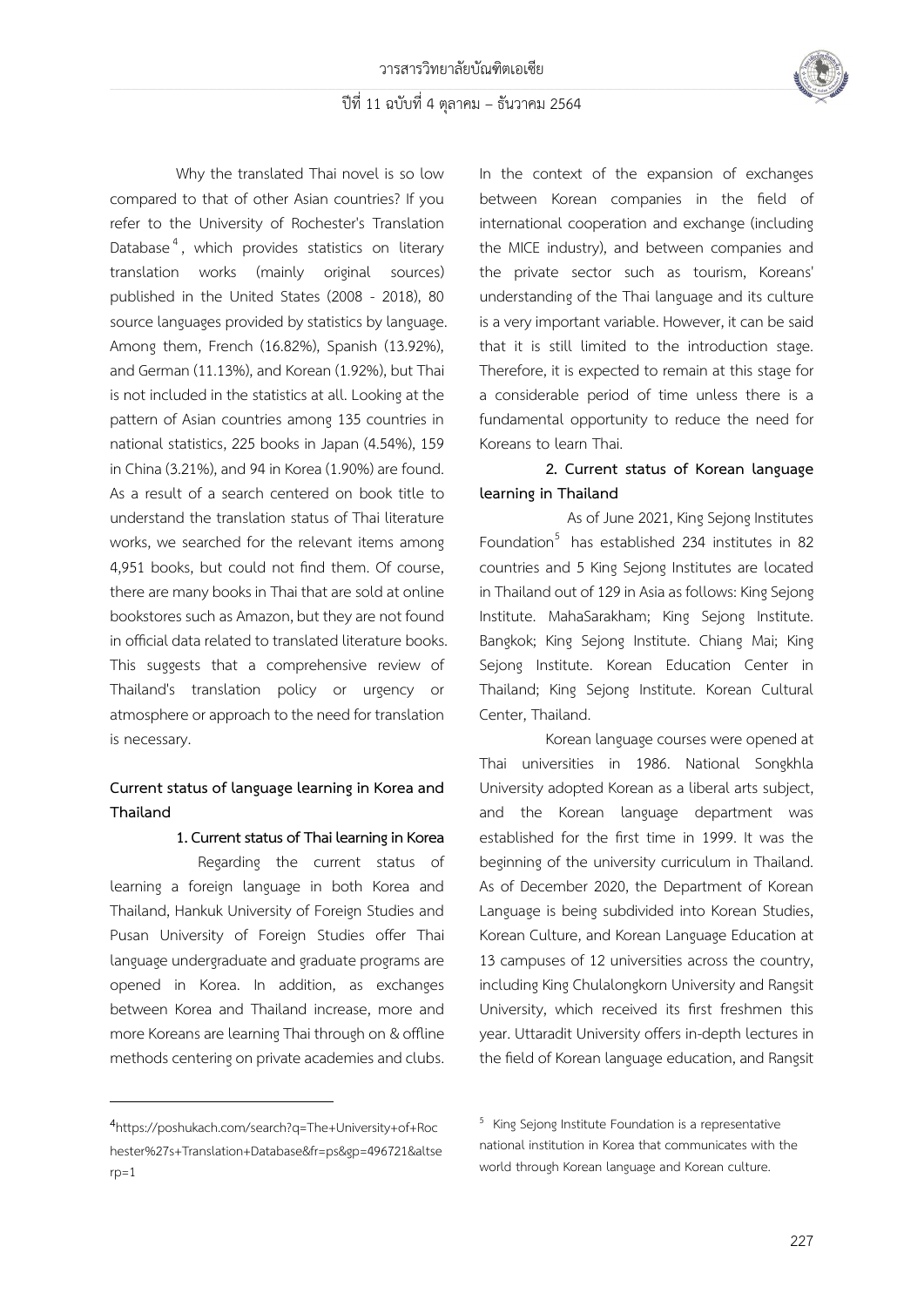Why the translated Thai novel is so low compared to that of other Asian countries? If you refer to the University of Rochester's Translation Database[4], which provides statistics on literary translation works (mainly original sources) published in the United States (2008 - 2018), 80 source languages provided by statistics by language. Among them, French (16.82%), Spanish (13.92%), and German (11.13%), and Korean (1.92%), but Thai is not included in the statistics at all. Looking at the pattern of Asian countries among 135 countries in national statistics, 225 books in Japan (4.54%), 159 in China (3.21%), and 94 in Korea (1.90%) are found. As a result of a search centered on book title to understand the translation status of Thai literature works, we searched for the relevant items among 4,951 books, but could not find them. Of course, there are many books in Thai that are sold at online bookstores such as Amazon, but they are not found in official data related to translated literature books. This suggests that a comprehensive review of Thailand's translation policy or urgency or atmosphere or approach to the need for translation is necessary.

## Current status of language learning in Korea and Thailand

### 1. Current status of Thai learning in Korea

Regarding the current status of learning a foreign language in both Korea and Thailand, Hankuk University of Foreign Studies and Pusan University of Foreign Studies offer Thai language undergraduate and graduate programs are opened in Korea. In addition, as exchanges between Korea and Thailand increase, more and more Koreans are learning Thai through on & offline methods centering on private academies and clubs. In the context of the expansion of exchanges between Korean companies in the field of international cooperation and exchange (including the MICE industry), and between companies and the private sector such as tourism, Koreans' understanding of the Thai language and its culture is a very important variable. However, it can be said that it is still limited to the introduction stage. Therefore, it is expected to remain at this stage for a considerable period of time unless there is a fundamental opportunity to reduce the need for Koreans to learn Thai.

### 2. Current status of Korean language learning in Thailand

As of June 2021, King Sejong Institutes Foundation[5] has established 234 institutes in 82 countries and 5 King Sejong Institutes are located in Thailand out of 129 in Asia as follows: King Sejong Institute. MahaSarakham; King Sejong Institute. Bangkok; King Sejong Institute. Chiang Mai; King Sejong Institute. Korean Education Center in Thailand; King Sejong Institute. Korean Cultural Center, Thailand.

Korean language courses were opened at Thai universities in 1986. National Songkhla University adopted Korean as a liberal arts subject, and the Korean language department was established for the first time in 1999. It was the beginning of the university curriculum in Thailand. As of December 2020, the Department of Korean Language is being subdivided into Korean Studies, Korean Culture, and Korean Language Education at 13 campuses of 12 universities across the country, including King Chulalongkorn University and Rangsit University, which received its first freshmen this year. Uttaradit University offers in-depth lectures in the field of Korean language education, and Rangsit

---

[4] https://poshukach.com/search?q=The+University+of+Rochester%27s+Translation+Database&fr=ps&gp=496721&altserp=1

[5] King Sejong Institute Foundation is a representative national institution in Korea that communicates with the world through Korean language and Korean culture.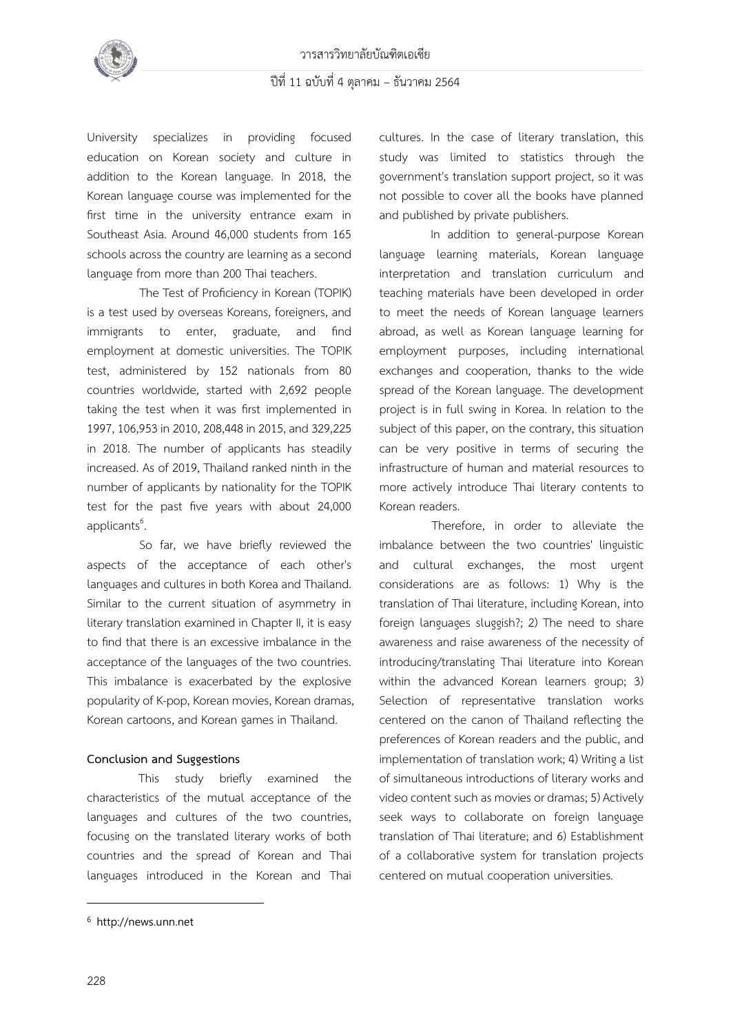University specializes in providing focused education on Korean society and culture in addition to the Korean language. In 2018, the Korean language course was implemented for the first time in the university entrance exam in Southeast Asia. Around 46,000 students from 165 schools across the country are learning as a second language from more than 200 Thai teachers.

The Test of Proficiency in Korean (TOPIK) is a test used by overseas Koreans, foreigners, and immigrants to enter, graduate, and find employment at domestic universities. The TOPIK test, administered by 152 nationals from 80 countries worldwide, started with 2,692 people taking the test when it was first implemented in 1997, 106,953 in 2010, 208,448 in 2015, and 329,225 in 2018. The number of applicants has steadily increased. As of 2019, Thailand ranked ninth in the number of applicants by nationality for the TOPIK test for the past five years with about 24,000 applicants[6].

So far, we have briefly reviewed the aspects of the acceptance of each other's languages and cultures in both Korea and Thailand. Similar to the current situation of asymmetry in literary translation examined in Chapter II, it is easy to find that there is an excessive imbalance in the acceptance of the languages of the two countries. This imbalance is exacerbated by the explosive popularity of K-pop, Korean movies, Korean dramas, Korean cartoons, and Korean games in Thailand.

**Conclusion and Suggestions**

This study briefly examined the characteristics of the mutual acceptance of the languages and cultures of the two countries, focusing on the translated literary works of both countries and the spread of Korean and Thai languages introduced in the Korean and Thai cultures. In the case of literary translation, this study was limited to statistics through the government's translation support project, so it was not possible to cover all the books have planned and published by private publishers.

In addition to general-purpose Korean language learning materials, Korean language interpretation and translation curriculum and teaching materials have been developed in order to meet the needs of Korean language learners abroad, as well as Korean language learning for employment purposes, including international exchanges and cooperation, thanks to the wide spread of the Korean language. The development project is in full swing in Korea. In relation to the subject of this paper, on the contrary, this situation can be very positive in terms of securing the infrastructure of human and material resources to more actively introduce Thai literary contents to Korean readers.

Therefore, in order to alleviate the imbalance between the two countries' linguistic and cultural exchanges, the most urgent considerations are as follows: 1) Why is the translation of Thai literature, including Korean, into foreign languages sluggish?; 2) The need to share awareness and raise awareness of the necessity of introducing/translating Thai literature into Korean within the advanced Korean learners group; 3) Selection of representative translation works centered on the canon of Thailand reflecting the preferences of Korean readers and the public, and implementation of translation work; 4) Writing a list of simultaneous introductions of literary works and video content such as movies or dramas; 5) Actively seek ways to collaborate on foreign language translation of Thai literature; and 6) Establishment of a collaborative system for translation projects centered on mutual cooperation universities.

---

[6] http://news.unn.net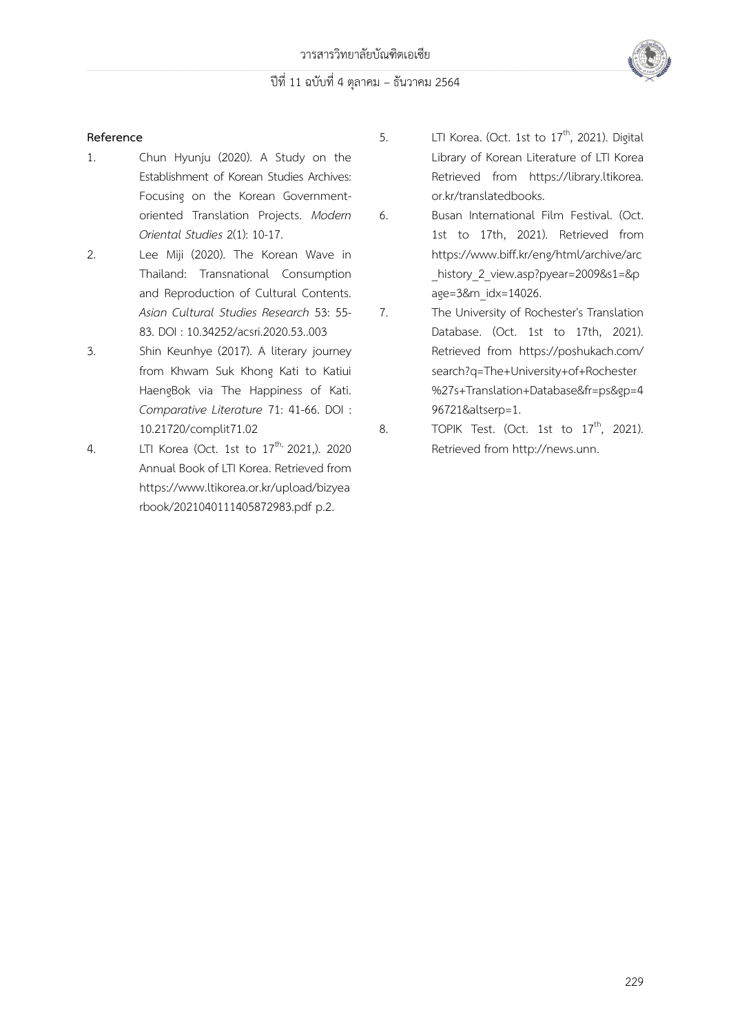**Reference**

1. Chun Hyunju (2020). A Study on the Establishment of Korean Studies Archives: Focusing on the Korean Government-oriented Translation Projects. *Modern Oriental Studies* 2(1): 10-17.
2. Lee Miji (2020). The Korean Wave in Thailand: Transnational Consumption and Reproduction of Cultural Contents. *Asian Cultural Studies Research* 53: 55-83. DOI : 10.34252/acsri.2020.53..003
3. Shin Keunhye (2017). A literary journey from Khwam Suk Khong Kati to Katiui HaengBok via The Happiness of Kati. *Comparative Literature* 71: 41-66. DOI : 10.21720/complit71.02
4. LTI Korea (Oct. 1st to 17th, 2021,). 2020 Annual Book of LTI Korea. Retrieved from https://www.ltikorea.or.kr/upload/bizyearbook/20210401114058729 83.pdf p.2.
5. LTI Korea. (Oct. 1st to 17th, 2021). Digital Library of Korean Literature of LTI Korea Retrieved from https://library.ltikorea.or.kr/translatedbooks.
6. Busan International Film Festival. (Oct. 1st to 17th, 2021). Retrieved from https://www.biff.kr/eng/html/archive/arc_history_2_view.asp?pyear=2009&s1=&page=3&m_idx=14026.
7. The University of Rochester's Translation Database. (Oct. 1st to 17th, 2021). Retrieved from https://poshukach.com/search?q=The+University+of+Rochester%27s+Translation+Database&fr=ps&gp=496721&altserp=1.
8. TOPIK Test. (Oct. 1st to 17th, 2021). Retrieved from http://news.unn.